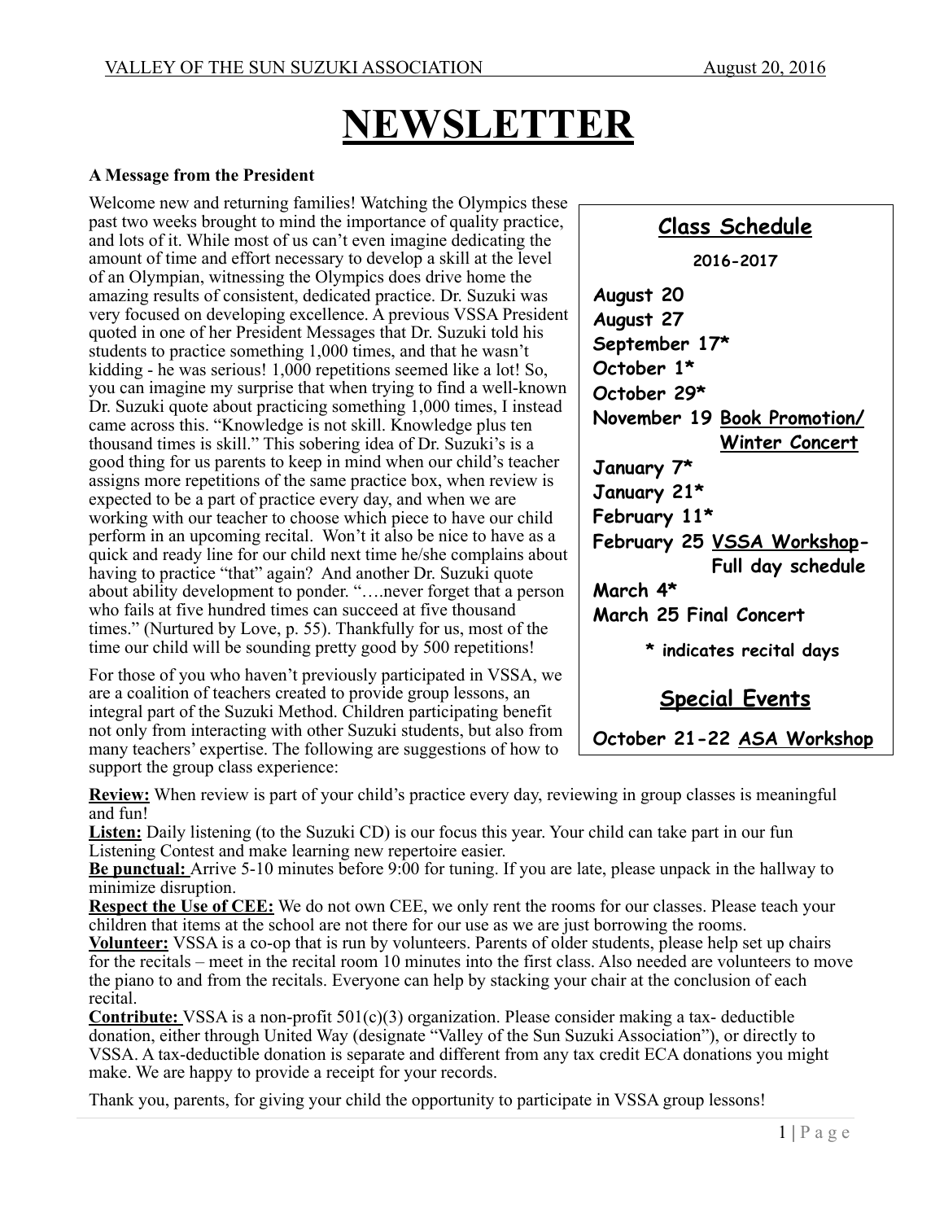VALLEY OF THE SUN SUZUKI ASSOCIATION August 20, 2016

# NEWSLETTER

**A Message from the President**

Welcome new and returning families! Watching the Olympics these past two weeks brought to mind the importance of quality practice, and lots of it. While most of us can't even imagine dedicating the amount of time and effort necessary to develop a skill at the level of an Olympian, witnessing the Olympics does drive home the amazing results of consistent, dedicated practice. Dr. Suzuki was very focused on developing excellence. A previous VSSA President quoted in one of her President Messages that Dr. Suzuki told his students to practice something 1,000 times, and that he wasn't kidding - he was serious! 1,000 repetitions seemed like a lot! So, you can imagine my surprise that when trying to find a well-known Dr. Suzuki quote about practicing something 1,000 times, I instead came across this. "Knowledge is not skill. Knowledge plus ten thousand times is skill." This sobering idea of Dr. Suzuki's is a good thing for us parents to keep in mind when our child's teacher assigns more repetitions of the same practice box, when review is expected to be a part of practice every day, and when we are working with our teacher to choose which piece to have our child perform in an upcoming recital. Won't it also be nice to have as a quick and ready line for our child next time he/she complains about having to practice "that" again? And another Dr. Suzuki quote about ability development to ponder. "….never forget that a person who fails at five hundred times can succeed at five thousand times." (Nurtured by Love, p. 55). Thankfully for us, most of the time our child will be sounding pretty good by 500 repetitions!

For those of you who haven't previously participated in VSSA, we are a coalition of teachers created to provide group lessons, an integral part of the Suzuki Method. Children participating benefit not only from interacting with other Suzuki students, but also from many teachers' expertise. The following are suggestions of how to support the group class experience:

**Review:** When review is part of your child's practice every day, reviewing in group classes is meaningful and fun!
**Listen:** Daily listening (to the Suzuki CD) is our focus this year. Your child can take part in our fun Listening Contest and make learning new repertoire easier.
**Be punctual:** Arrive 5-10 minutes before 9:00 for tuning. If you are late, please unpack in the hallway to minimize disruption.
**Respect the Use of CEE:** We do not own CEE, we only rent the rooms for our classes. Please teach your children that items at the school are not there for our use as we are just borrowing the rooms.
**Volunteer:** VSSA is a co-op that is run by volunteers. Parents of older students, please help set up chairs for the recitals – meet in the recital room 10 minutes into the first class. Also needed are volunteers to move the piano to and from the recitals. Everyone can help by stacking your chair at the conclusion of each recital.
**Contribute:** VSSA is a non-profit 501(c)(3) organization. Please consider making a tax- deductible donation, either through United Way (designate "Valley of the Sun Suzuki Association"), or directly to VSSA. A tax-deductible donation is separate and different from any tax credit ECA donations you might make. We are happy to provide a receipt for your records.

Thank you, parents, for giving your child the opportunity to participate in VSSA group lessons!

## Class Schedule

**2016-2017**

**August 20**
**August 27**
**September 17***
**October 1***
**October 29***
**November 19 Book Promotion/ Winter Concert**
**January 7***
**January 21***
**February 11***
**February 25 VSSA Workshop- Full day schedule**
**March 4***
**March 25 Final Concert**

**\* indicates recital days**

## Special Events

**October 21-22 ASA Workshop**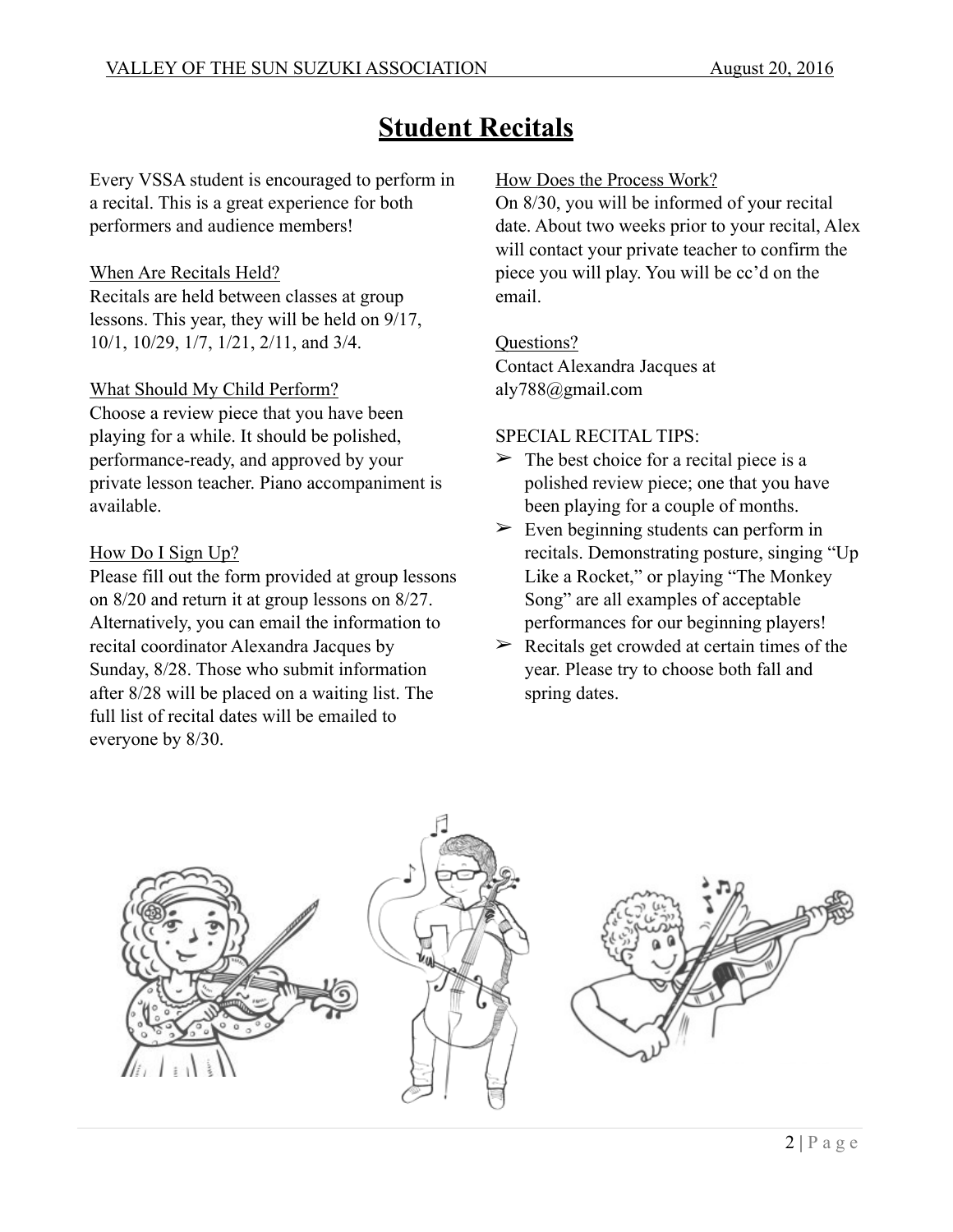# Student Recitals

Every VSSA student is encouraged to perform in a recital. This is a great experience for both performers and audience members!

<u>When Are Recitals Held?</u>
Recitals are held between classes at group lessons. This year, they will be held on 9/17, 10/1, 10/29, 1/7, 1/21, 2/11, and 3/4.

<u>What Should My Child Perform?</u>
Choose a review piece that you have been playing for a while. It should be polished, performance-ready, and approved by your private lesson teacher. Piano accompaniment is available.

<u>How Do I Sign Up?</u>
Please fill out the form provided at group lessons on 8/20 and return it at group lessons on 8/27. Alternatively, you can email the information to recital coordinator Alexandra Jacques by Sunday, 8/28. Those who submit information after 8/28 will be placed on a waiting list. The full list of recital dates will be emailed to everyone by 8/30.

<u>How Does the Process Work?</u>
On 8/30, you will be informed of your recital date. About two weeks prior to your recital, Alex will contact your private teacher to confirm the piece you will play. You will be cc'd on the email.

<u>Questions?</u>
Contact Alexandra Jacques at aly788@gmail.com

SPECIAL RECITAL TIPS:

- The best choice for a recital piece is a polished review piece; one that you have been playing for a couple of months.
- Even beginning students can perform in recitals. Demonstrating posture, singing "Up Like a Rocket," or playing "The Monkey Song" are all examples of acceptable performances for our beginning players!
- Recitals get crowded at certain times of the year. Please try to choose both fall and spring dates.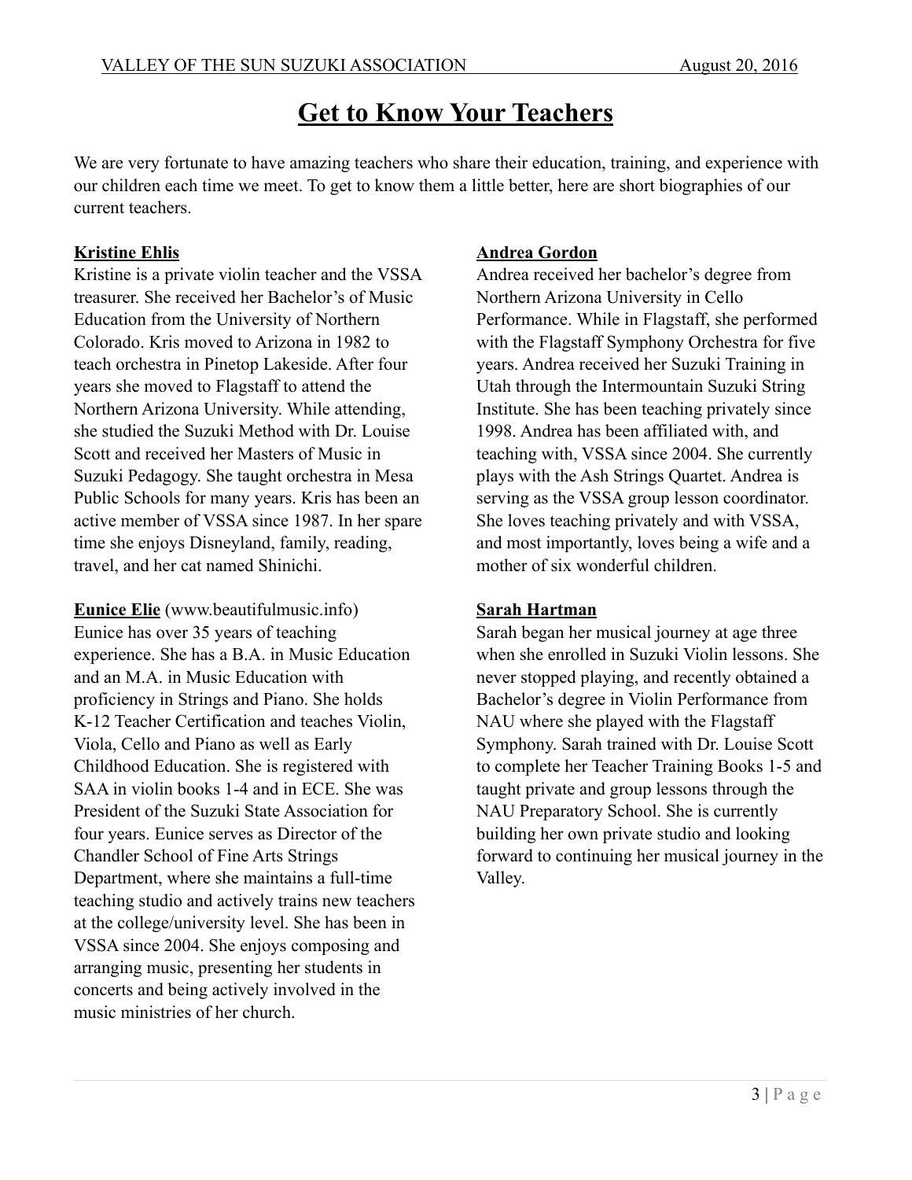# Get to Know Your Teachers

We are very fortunate to have amazing teachers who share their education, training, and experience with our children each time we meet. To get to know them a little better, here are short biographies of our current teachers.

**Kristine Ehlis**

Kristine is a private violin teacher and the VSSA treasurer. She received her Bachelor's of Music Education from the University of Northern Colorado. Kris moved to Arizona in 1982 to teach orchestra in Pinetop Lakeside. After four years she moved to Flagstaff to attend the Northern Arizona University. While attending, she studied the Suzuki Method with Dr. Louise Scott and received her Masters of Music in Suzuki Pedagogy. She taught orchestra in Mesa Public Schools for many years. Kris has been an active member of VSSA since 1987. In her spare time she enjoys Disneyland, family, reading, travel, and her cat named Shinichi.

**Eunice Elie** (www.beautifulmusic.info)

Eunice has over 35 years of teaching experience. She has a B.A. in Music Education and an M.A. in Music Education with proficiency in Strings and Piano. She holds K-12 Teacher Certification and teaches Violin, Viola, Cello and Piano as well as Early Childhood Education. She is registered with SAA in violin books 1-4 and in ECE. She was President of the Suzuki State Association for four years. Eunice serves as Director of the Chandler School of Fine Arts Strings Department, where she maintains a full-time teaching studio and actively trains new teachers at the college/university level. She has been in VSSA since 2004. She enjoys composing and arranging music, presenting her students in concerts and being actively involved in the music ministries of her church.

**Andrea Gordon**

Andrea received her bachelor's degree from Northern Arizona University in Cello Performance. While in Flagstaff, she performed with the Flagstaff Symphony Orchestra for five years. Andrea received her Suzuki Training in Utah through the Intermountain Suzuki String Institute. She has been teaching privately since 1998. Andrea has been affiliated with, and teaching with, VSSA since 2004. She currently plays with the Ash Strings Quartet. Andrea is serving as the VSSA group lesson coordinator. She loves teaching privately and with VSSA, and most importantly, loves being a wife and a mother of six wonderful children.

**Sarah Hartman**

Sarah began her musical journey at age three when she enrolled in Suzuki Violin lessons. She never stopped playing, and recently obtained a Bachelor's degree in Violin Performance from NAU where she played with the Flagstaff Symphony. Sarah trained with Dr. Louise Scott to complete her Teacher Training Books 1-5 and taught private and group lessons through the NAU Preparatory School. She is currently building her own private studio and looking forward to continuing her musical journey in the Valley.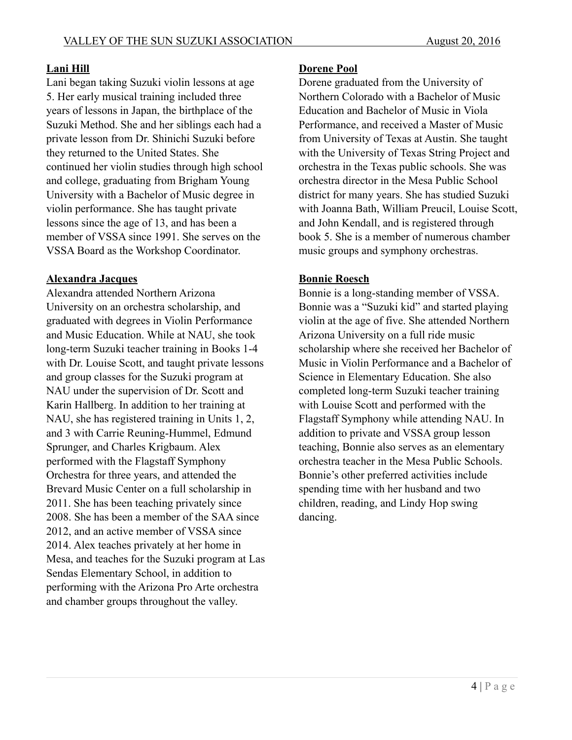**Lani Hill**

Lani began taking Suzuki violin lessons at age 5. Her early musical training included three years of lessons in Japan, the birthplace of the Suzuki Method. She and her siblings each had a private lesson from Dr. Shinichi Suzuki before they returned to the United States. She continued her violin studies through high school and college, graduating from Brigham Young University with a Bachelor of Music degree in violin performance. She has taught private lessons since the age of 13, and has been a member of VSSA since 1991. She serves on the VSSA Board as the Workshop Coordinator.

**Alexandra Jacques**

Alexandra attended Northern Arizona University on an orchestra scholarship, and graduated with degrees in Violin Performance and Music Education. While at NAU, she took long-term Suzuki teacher training in Books 1-4 with Dr. Louise Scott, and taught private lessons and group classes for the Suzuki program at NAU under the supervision of Dr. Scott and Karin Hallberg. In addition to her training at NAU, she has registered training in Units 1, 2, and 3 with Carrie Reuning-Hummel, Edmund Sprunger, and Charles Krigbaum. Alex performed with the Flagstaff Symphony Orchestra for three years, and attended the Brevard Music Center on a full scholarship in 2011. She has been teaching privately since 2008. She has been a member of the SAA since 2012, and an active member of VSSA since 2014. Alex teaches privately at her home in Mesa, and teaches for the Suzuki program at Las Sendas Elementary School, in addition to performing with the Arizona Pro Arte orchestra and chamber groups throughout the valley.

**Dorene Pool**

Dorene graduated from the University of Northern Colorado with a Bachelor of Music Education and Bachelor of Music in Viola Performance, and received a Master of Music from University of Texas at Austin. She taught with the University of Texas String Project and orchestra in the Texas public schools. She was orchestra director in the Mesa Public School district for many years. She has studied Suzuki with Joanna Bath, William Preucil, Louise Scott, and John Kendall, and is registered through book 5. She is a member of numerous chamber music groups and symphony orchestras.

**Bonnie Roesch**

Bonnie is a long-standing member of VSSA. Bonnie was a "Suzuki kid" and started playing violin at the age of five. She attended Northern Arizona University on a full ride music scholarship where she received her Bachelor of Music in Violin Performance and a Bachelor of Science in Elementary Education. She also completed long-term Suzuki teacher training with Louise Scott and performed with the Flagstaff Symphony while attending NAU. In addition to private and VSSA group lesson teaching, Bonnie also serves as an elementary orchestra teacher in the Mesa Public Schools. Bonnie's other preferred activities include spending time with her husband and two children, reading, and Lindy Hop swing dancing.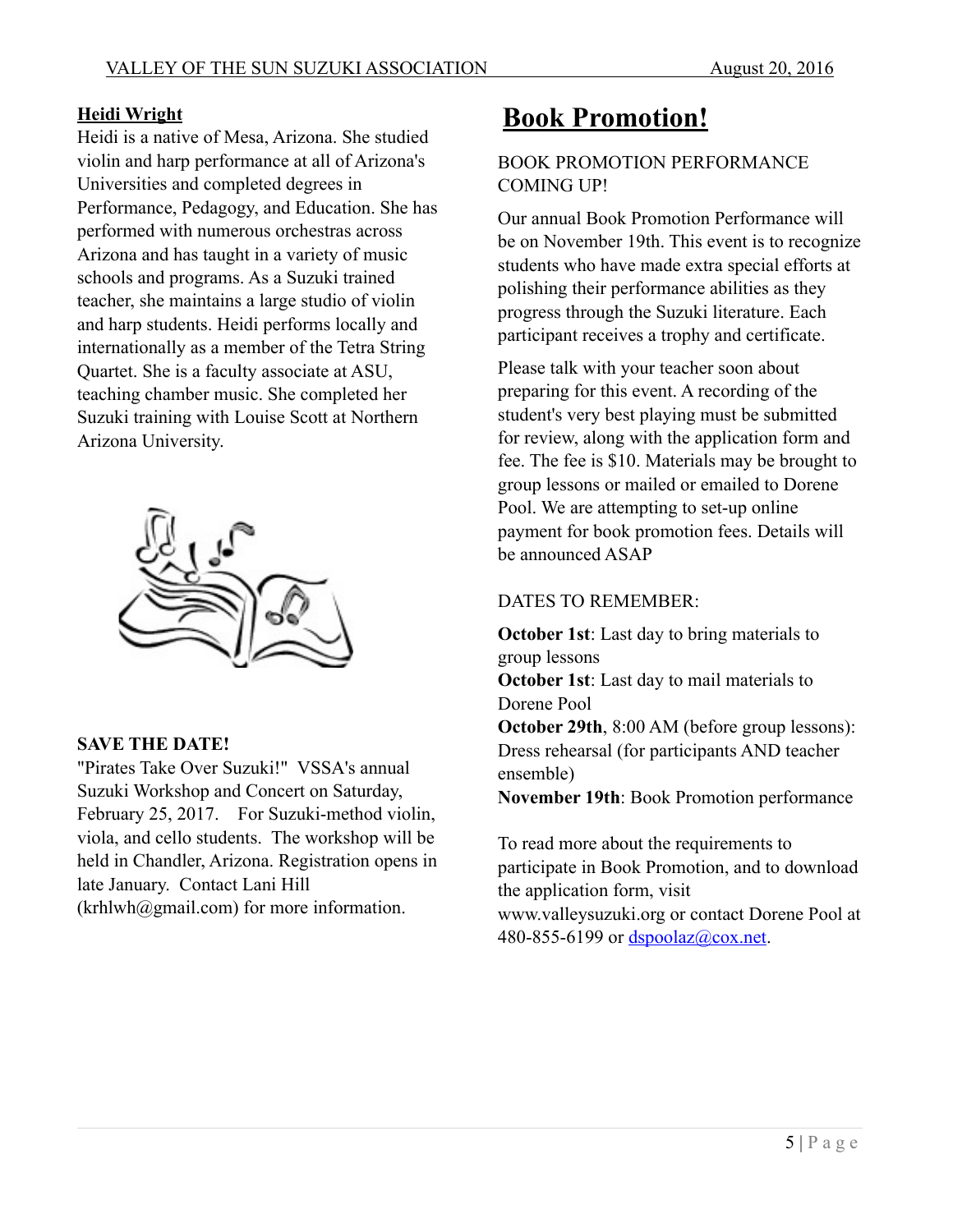## Heidi Wright

Heidi is a native of Mesa, Arizona. She studied violin and harp performance at all of Arizona's Universities and completed degrees in Performance, Pedagogy, and Education. She has performed with numerous orchestras across Arizona and has taught in a variety of music schools and programs. As a Suzuki trained teacher, she maintains a large studio of violin and harp students. Heidi performs locally and internationally as a member of the Tetra String Quartet. She is a faculty associate at ASU, teaching chamber music. She completed her Suzuki training with Louise Scott at Northern Arizona University.

**SAVE THE DATE!**

"Pirates Take Over Suzuki!" VSSA's annual Suzuki Workshop and Concert on Saturday, February 25, 2017. For Suzuki-method violin, viola, and cello students. The workshop will be held in Chandler, Arizona. Registration opens in late January. Contact Lani Hill (krhlwh@gmail.com) for more information.

# Book Promotion!

BOOK PROMOTION PERFORMANCE COMING UP!

Our annual Book Promotion Performance will be on November 19th. This event is to recognize students who have made extra special efforts at polishing their performance abilities as they progress through the Suzuki literature. Each participant receives a trophy and certificate.

Please talk with your teacher soon about preparing for this event. A recording of the student's very best playing must be submitted for review, along with the application form and fee. The fee is $10. Materials may be brought to group lessons or mailed or emailed to Dorene Pool. We are attempting to set-up online payment for book promotion fees. Details will be announced ASAP

DATES TO REMEMBER:

**October 1st**: Last day to bring materials to group lessons
**October 1st**: Last day to mail materials to Dorene Pool
**October 29th**, 8:00 AM (before group lessons): Dress rehearsal (for participants AND teacher ensemble)
**November 19th**: Book Promotion performance

To read more about the requirements to participate in Book Promotion, and to download the application form, visit www.valleysuzuki.org or contact Dorene Pool at 480-855-6199 or dspoolaz@cox.net.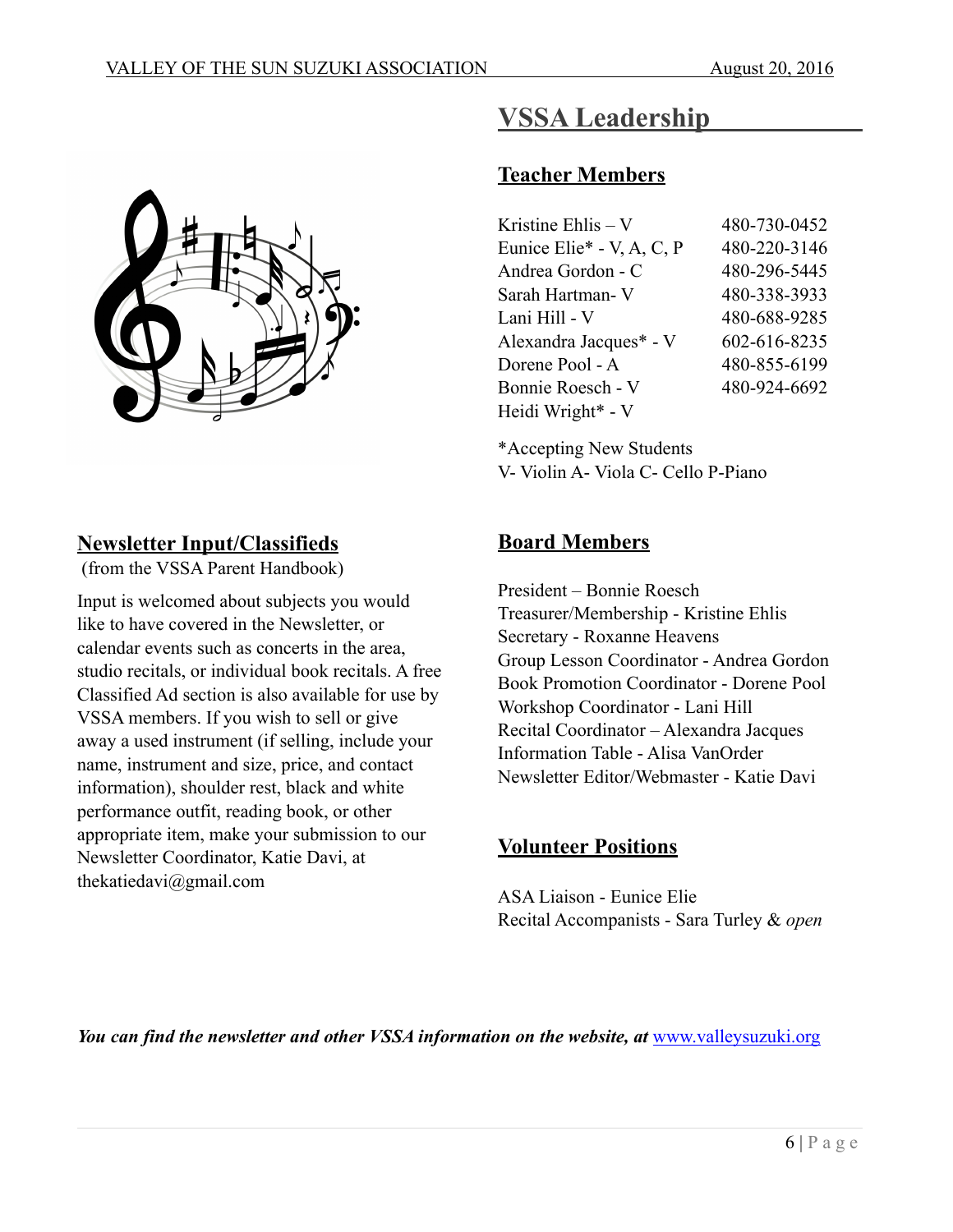## VSSA Leadership

### Teacher Members

| | |
|---|---|
| Kristine Ehlis – V | 480-730-0452 |
| Eunice Elie* - V, A, C, P | 480-220-3146 |
| Andrea Gordon - C | 480-296-5445 |
| Sarah Hartman- V | 480-338-3933 |
| Lani Hill - V | 480-688-9285 |
| Alexandra Jacques* - V | 602-616-8235 |
| Dorene Pool - A | 480-855-6199 |
| Bonnie Roesch - V | 480-924-6692 |
| Heidi Wright* - V | |

*Accepting New Students
V- Violin A- Viola C- Cello P-Piano

### Newsletter Input/Classifieds

(from the VSSA Parent Handbook)

Input is welcomed about subjects you would like to have covered in the Newsletter, or calendar events such as concerts in the area, studio recitals, or individual book recitals. A free Classified Ad section is also available for use by VSSA members. If you wish to sell or give away a used instrument (if selling, include your name, instrument and size, price, and contact information), shoulder rest, black and white performance outfit, reading book, or other appropriate item, make your submission to our Newsletter Coordinator, Katie Davi, at thekatiedavi@gmail.com

### Board Members

President – Bonnie Roesch
Treasurer/Membership - Kristine Ehlis
Secretary - Roxanne Heavens
Group Lesson Coordinator - Andrea Gordon
Book Promotion Coordinator - Dorene Pool
Workshop Coordinator - Lani Hill
Recital Coordinator – Alexandra Jacques
Information Table - Alisa VanOrder
Newsletter Editor/Webmaster - Katie Davi

### Volunteer Positions

ASA Liaison - Eunice Elie
Recital Accompanists - Sara Turley & *open*

***You can find the newsletter and other VSSA information on the website, at*** www.valleysuzuki.org